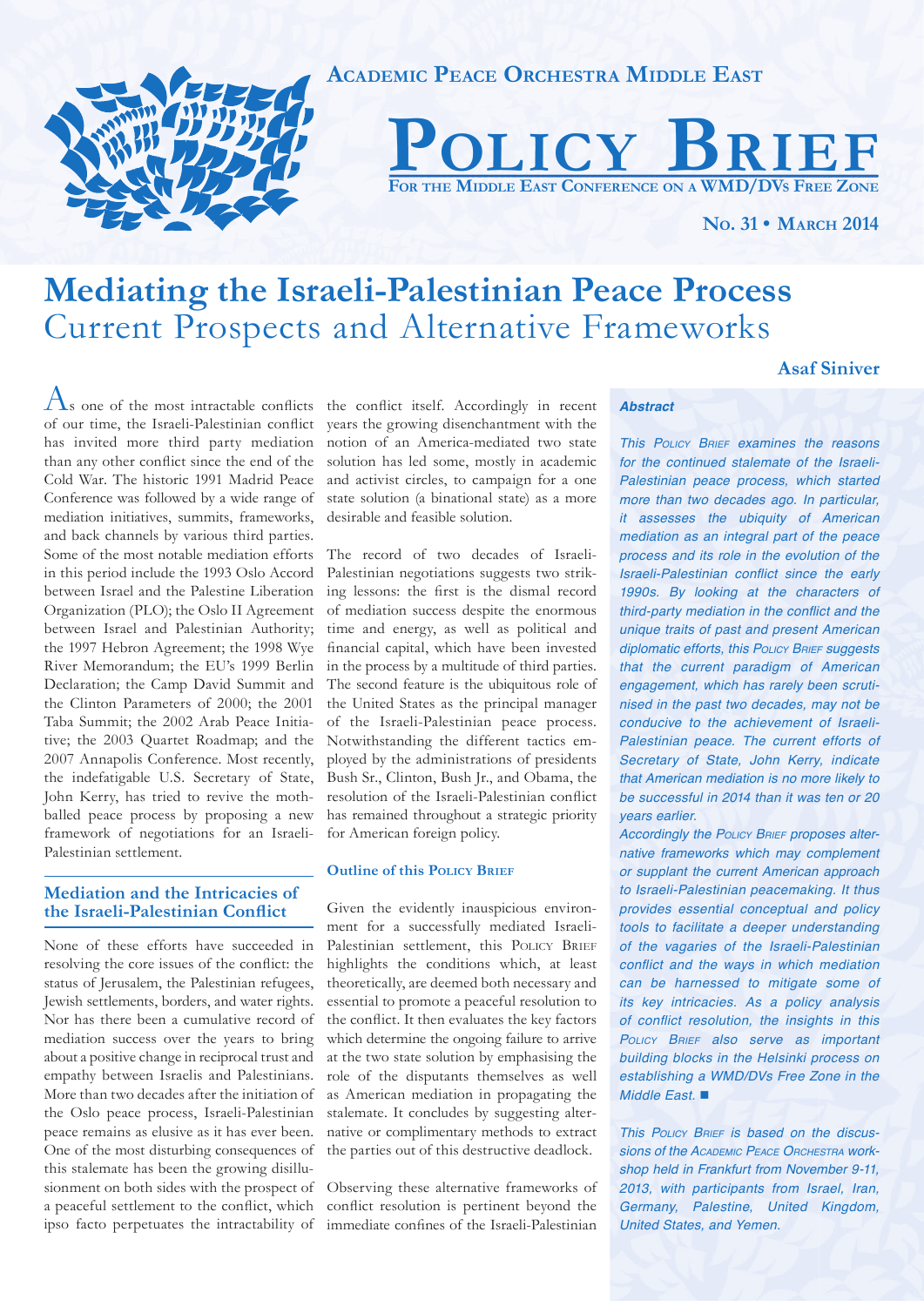**Academic Peace Orchestra Middle East**

# Policy Brief

**For the Middle East Conference on a WMD/DVs Free Zone**

**No. 31 • March 2014**

# Mediating the Israeli-Palestinian Peace Process
## Current Prospects and Alternative Frameworks

**Asaf Siniver**

***Abstract***

*This Policy Brief examines the reasons for the continued stalemate of the Israeli-Palestinian peace process, which started more than two decades ago. In particular, it assesses the ubiquity of American mediation as an integral part of the peace process and its role in the evolution of the Israeli-Palestinian conflict since the early 1990s. By looking at the characters of third-party mediation in the conflict and the unique traits of past and present American diplomatic efforts, this Policy Brief suggests that the current paradigm of American engagement, which has rarely been scrutinised in the past two decades, may not be conducive to the achievement of Israeli-Palestinian peace. The current efforts of Secretary of State, John Kerry, indicate that American mediation is no more likely to be successful in 2014 than it was ten or 20 years earlier.*

*Accordingly the Policy Brief proposes alternative frameworks which may complement or supplant the current American approach to Israeli-Palestinian peacemaking. It thus provides essential conceptual and policy tools to facilitate a deeper understanding of the vagaries of the Israeli-Palestinian conflict and the ways in which mediation can be harnessed to mitigate some of its key intricacies. As a policy analysis of conflict resolution, the insights in this Policy Brief also serve as important building blocks in the Helsinki process on establishing a WMD/DVs Free Zone in the Middle East.* ■

*This Policy Brief is based on the discussions of the Academic Peace Orchestra workshop held in Frankfurt from November 9-11, 2013, with participants from Israel, Iran, Germany, Palestine, United Kingdom, United States, and Yemen.*

As one of the most intractable conflicts of our time, the Israeli-Palestinian conflict has invited more third party mediation than any other conflict since the end of the Cold War. The historic 1991 Madrid Peace Conference was followed by a wide range of mediation initiatives, summits, frameworks, and back channels by various third parties. Some of the most notable mediation efforts in this period include the 1993 Oslo Accord between Israel and the Palestine Liberation Organization (PLO); the Oslo II Agreement between Israel and Palestinian Authority; the 1997 Hebron Agreement; the 1998 Wye River Memorandum; the EU's 1999 Berlin Declaration; the Camp David Summit and the Clinton Parameters of 2000; the 2001 Taba Summit; the 2002 Arab Peace Initiative; the 2003 Quartet Roadmap; and the 2007 Annapolis Conference. Most recently, the indefatigable U.S. Secretary of State, John Kerry, has tried to revive the mothballed peace process by proposing a new framework of negotiations for an Israeli-Palestinian settlement.

## Mediation and the Intricacies of the Israeli-Palestinian Conflict

None of these efforts have succeeded in resolving the core issues of the conflict: the status of Jerusalem, the Palestinian refugees, Jewish settlements, borders, and water rights. Nor has there been a cumulative record of mediation success over the years to bring about a positive change in reciprocal trust and empathy between Israelis and Palestinians. More than two decades after the initiation of the Oslo peace process, Israeli-Palestinian peace remains as elusive as it has ever been. One of the most disturbing consequences of this stalemate has been the growing disillusionment on both sides with the prospect of a peaceful settlement to the conflict, which ipso facto perpetuates the intractability of the conflict itself. Accordingly in recent years the growing disenchantment with the notion of an America-mediated two state solution has led some, mostly in academic and activist circles, to campaign for a one state solution (a binational state) as a more desirable and feasible solution.

The record of two decades of Israeli-Palestinian negotiations suggests two striking lessons: the first is the dismal record of mediation success despite the enormous time and energy, as well as political and financial capital, which have been invested in the process by a multitude of third parties. The second feature is the ubiquitous role of the United States as the principal manager of the Israeli-Palestinian peace process. Notwithstanding the different tactics employed by the administrations of presidents Bush Sr., Clinton, Bush Jr., and Obama, the resolution of the Israeli-Palestinian conflict has remained throughout a strategic priority for American foreign policy.

### Outline of this Policy Brief

Given the evidently inauspicious environment for a successfully mediated Israeli-Palestinian settlement, this Policy Brief highlights the conditions which, at least theoretically, are deemed both necessary and essential to promote a peaceful resolution to the conflict. It then evaluates the key factors which determine the ongoing failure to arrive at the two state solution by emphasising the role of the disputants themselves as well as American mediation in propagating the stalemate. It concludes by suggesting alternative or complimentary methods to extract the parties out of this destructive deadlock.

Observing these alternative frameworks of conflict resolution is pertinent beyond the immediate confines of the Israeli-Palestinian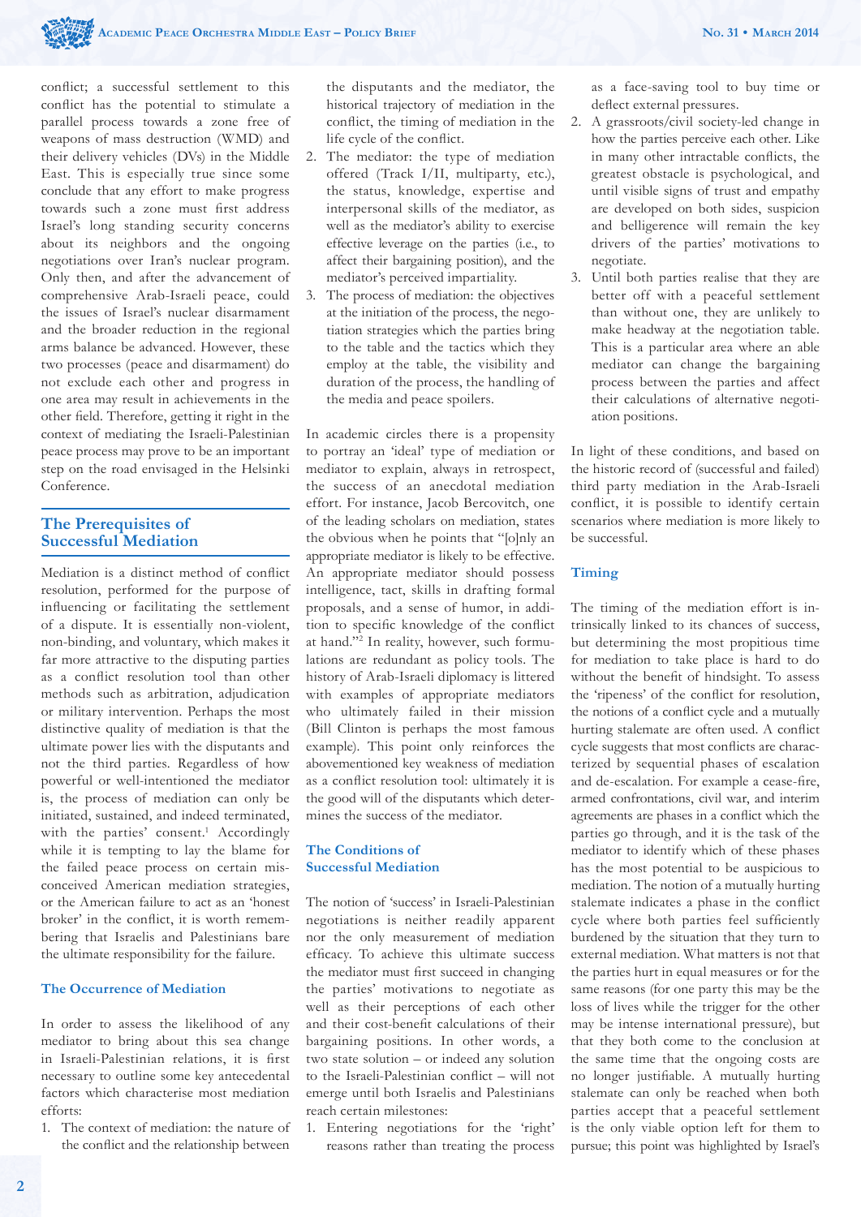conflict; a successful settlement to this conflict has the potential to stimulate a parallel process towards a zone free of weapons of mass destruction (WMD) and their delivery vehicles (DVs) in the Middle East. This is especially true since some conclude that any effort to make progress towards such a zone must first address Israel's long standing security concerns about its neighbors and the ongoing negotiations over Iran's nuclear program. Only then, and after the advancement of comprehensive Arab-Israeli peace, could the issues of Israel's nuclear disarmament and the broader reduction in the regional arms balance be advanced. However, these two processes (peace and disarmament) do not exclude each other and progress in one area may result in achievements in the other field. Therefore, getting it right in the context of mediating the Israeli-Palestinian peace process may prove to be an important step on the road envisaged in the Helsinki Conference.

## The Prerequisites of Successful Mediation

Mediation is a distinct method of conflict resolution, performed for the purpose of influencing or facilitating the settlement of a dispute. It is essentially non-violent, non-binding, and voluntary, which makes it far more attractive to the disputing parties as a conflict resolution tool than other methods such as arbitration, adjudication or military intervention. Perhaps the most distinctive quality of mediation is that the ultimate power lies with the disputants and not the third parties. Regardless of how powerful or well-intentioned the mediator is, the process of mediation can only be initiated, sustained, and indeed terminated, with the parties' consent.[1] Accordingly while it is tempting to lay the blame for the failed peace process on certain misconceived American mediation strategies, or the American failure to act as an 'honest broker' in the conflict, it is worth remembering that Israelis and Palestinians bare the ultimate responsibility for the failure.

### The Occurrence of Mediation

In order to assess the likelihood of any mediator to bring about this sea change in Israeli-Palestinian relations, it is first necessary to outline some key antecedental factors which characterise most mediation efforts:

1. The context of mediation: the nature of the conflict and the relationship between the disputants and the mediator, the historical trajectory of mediation in the conflict, the timing of mediation in the life cycle of the conflict.
2. The mediator: the type of mediation offered (Track I/II, multiparty, etc.), the status, knowledge, expertise and interpersonal skills of the mediator, as well as the mediator's ability to exercise effective leverage on the parties (i.e., to affect their bargaining position), and the mediator's perceived impartiality.
3. The process of mediation: the objectives at the initiation of the process, the negotiation strategies which the parties bring to the table and the tactics which they employ at the table, the visibility and duration of the process, the handling of the media and peace spoilers.

In academic circles there is a propensity to portray an 'ideal' type of mediation or mediator to explain, always in retrospect, the success of an anecdotal mediation effort. For instance, Jacob Bercovitch, one of the leading scholars on mediation, states the obvious when he points that "[o]nly an appropriate mediator is likely to be effective. An appropriate mediator should possess intelligence, tact, skills in drafting formal proposals, and a sense of humor, in addition to specific knowledge of the conflict at hand."[2] In reality, however, such formulations are redundant as policy tools. The history of Arab-Israeli diplomacy is littered with examples of appropriate mediators who ultimately failed in their mission (Bill Clinton is perhaps the most famous example). This point only reinforces the abovementioned key weakness of mediation as a conflict resolution tool: ultimately it is the good will of the disputants which determines the success of the mediator.

### The Conditions of Successful Mediation

The notion of 'success' in Israeli-Palestinian negotiations is neither readily apparent nor the only measurement of mediation efficacy. To achieve this ultimate success the mediator must first succeed in changing the parties' motivations to negotiate as well as their perceptions of each other and their cost-benefit calculations of their bargaining positions. In other words, a two state solution – or indeed any solution to the Israeli-Palestinian conflict – will not emerge until both Israelis and Palestinians reach certain milestones:

1. Entering negotiations for the 'right' reasons rather than treating the process as a face-saving tool to buy time or deflect external pressures.
2. A grassroots/civil society-led change in how the parties perceive each other. Like in many other intractable conflicts, the greatest obstacle is psychological, and until visible signs of trust and empathy are developed on both sides, suspicion and belligerence will remain the key drivers of the parties' motivations to negotiate.
3. Until both parties realise that they are better off with a peaceful settlement than without one, they are unlikely to make headway at the negotiation table. This is a particular area where an able mediator can change the bargaining process between the parties and affect their calculations of alternative negotiation positions.

In light of these conditions, and based on the historic record of (successful and failed) third party mediation in the Arab-Israeli conflict, it is possible to identify certain scenarios where mediation is more likely to be successful.

#### Timing

The timing of the mediation effort is intrinsically linked to its chances of success, but determining the most propitious time for mediation to take place is hard to do without the benefit of hindsight. To assess the 'ripeness' of the conflict for resolution, the notions of a conflict cycle and a mutually hurting stalemate are often used. A conflict cycle suggests that most conflicts are characterized by sequential phases of escalation and de-escalation. For example a cease-fire, armed confrontations, civil war, and interim agreements are phases in a conflict which the parties go through, and it is the task of the mediator to identify which of these phases has the most potential to be auspicious to mediation. The notion of a mutually hurting stalemate indicates a phase in the conflict cycle where both parties feel sufficiently burdened by the situation that they turn to external mediation. What matters is not that the parties hurt in equal measures or for the same reasons (for one party this may be the loss of lives while the trigger for the other may be intense international pressure), but that they both come to the conclusion at the same time that the ongoing costs are no longer justifiable. A mutually hurting stalemate can only be reached when both parties accept that a peaceful settlement is the only viable option left for them to pursue; this point was highlighted by Israel's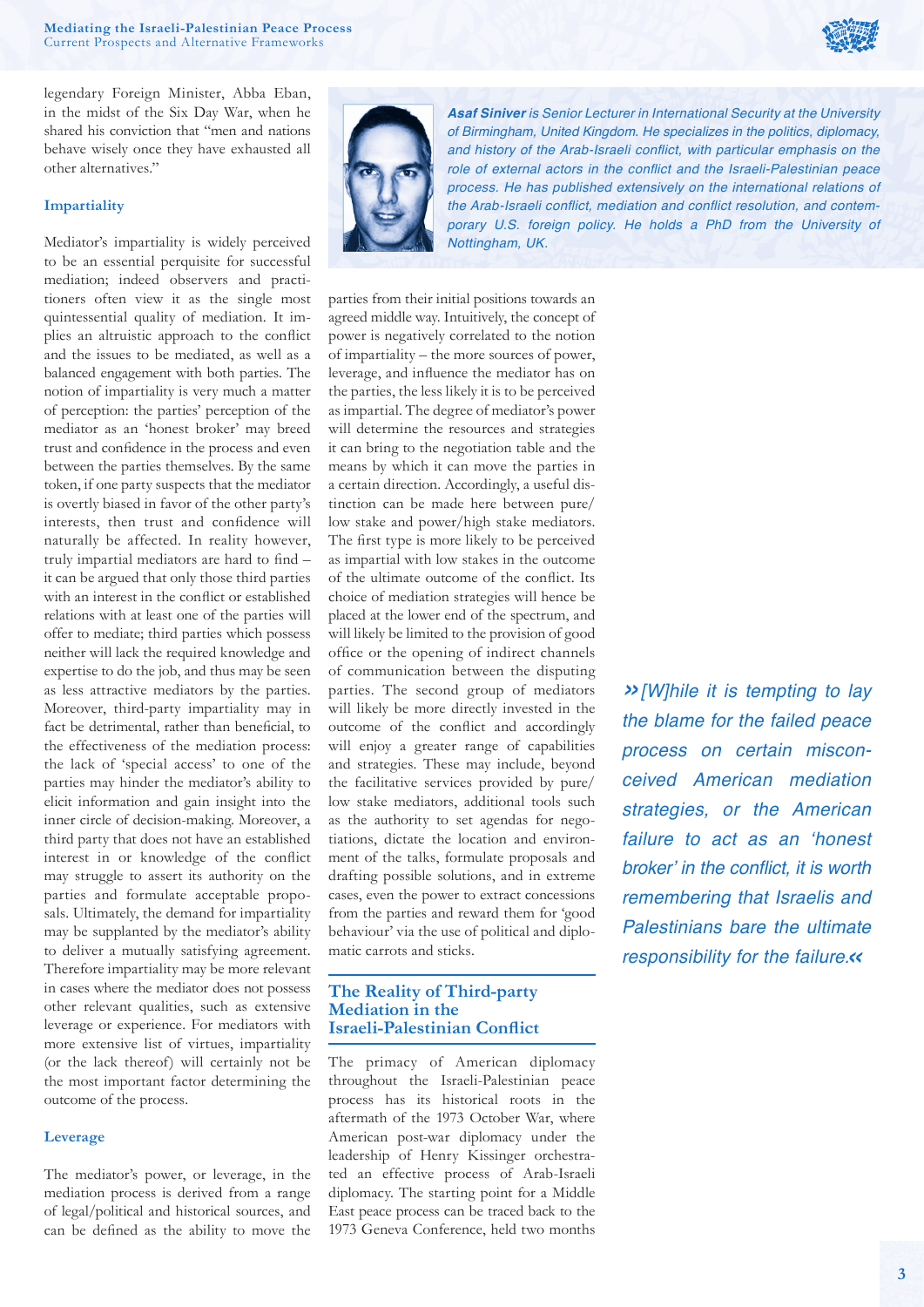legendary Foreign Minister, Abba Eban, in the midst of the Six Day War, when he shared his conviction that "men and nations behave wisely once they have exhausted all other alternatives."

### Impartiality

Mediator's impartiality is widely perceived to be an essential perquisite for successful mediation; indeed observers and practitioners often view it as the single most quintessential quality of mediation. It implies an altruistic approach to the conflict and the issues to be mediated, as well as a balanced engagement with both parties. The notion of impartiality is very much a matter of perception: the parties' perception of the mediator as an 'honest broker' may breed trust and confidence in the process and even between the parties themselves. By the same token, if one party suspects that the mediator is overtly biased in favor of the other party's interests, then trust and confidence will naturally be affected. In reality however, truly impartial mediators are hard to find – it can be argued that only those third parties with an interest in the conflict or established relations with at least one of the parties will offer to mediate; third parties which possess neither will lack the required knowledge and expertise to do the job, and thus may be seen as less attractive mediators by the parties. Moreover, third-party impartiality may in fact be detrimental, rather than beneficial, to the effectiveness of the mediation process: the lack of 'special access' to one of the parties may hinder the mediator's ability to elicit information and gain insight into the inner circle of decision-making. Moreover, a third party that does not have an established interest in or knowledge of the conflict may struggle to assert its authority on the parties and formulate acceptable proposals. Ultimately, the demand for impartiality may be supplanted by the mediator's ability to deliver a mutually satisfying agreement. Therefore impartiality may be more relevant in cases where the mediator does not possess other relevant qualities, such as extensive leverage or experience. For mediators with more extensive list of virtues, impartiality (or the lack thereof) will certainly not be the most important factor determining the outcome of the process.

### Leverage

The mediator's power, or leverage, in the mediation process is derived from a range of legal/political and historical sources, and can be defined as the ability to move the parties from their initial positions towards an agreed middle way. Intuitively, the concept of power is negatively correlated to the notion of impartiality – the more sources of power, leverage, and influence the mediator has on the parties, the less likely it is to be perceived as impartial. The degree of mediator's power will determine the resources and strategies it can bring to the negotiation table and the means by which it can move the parties in a certain direction. Accordingly, a useful distinction can be made here between pure/low stake and power/high stake mediators. The first type is more likely to be perceived as impartial with low stakes in the outcome of the ultimate outcome of the conflict. Its choice of mediation strategies will hence be placed at the lower end of the spectrum, and will likely be limited to the provision of good office or the opening of indirect channels of communication between the disputing parties. The second group of mediators will likely be more directly invested in the outcome of the conflict and accordingly will enjoy a greater range of capabilities and strategies. These may include, beyond the facilitative services provided by pure/low stake mediators, additional tools such as the authority to set agendas for negotiations, dictate the location and environment of the talks, formulate proposals and drafting possible solutions, and in extreme cases, even the power to extract concessions from the parties and reward them for 'good behaviour' via the use of political and diplomatic carrots and sticks.

***Asaf Siniver*** *is Senior Lecturer in International Security at the University of Birmingham, United Kingdom. He specializes in the politics, diplomacy, and history of the Arab-Israeli conflict, with particular emphasis on the role of external actors in the conflict and the Israeli-Palestinian peace process. He has published extensively on the international relations of the Arab-Israeli conflict, mediation and conflict resolution, and contemporary U.S. foreign policy. He holds a PhD from the University of Nottingham, UK.*

> *[W]hile it is tempting to lay the blame for the failed peace process on certain misconceived American mediation strategies, or the American failure to act as an 'honest broker' in the conflict, it is worth remembering that Israelis and Palestinians bare the ultimate responsibility for the failure.*

### The Reality of Third-party Mediation in the Israeli-Palestinian Conflict

The primacy of American diplomacy throughout the Israeli-Palestinian peace process has its historical roots in the aftermath of the 1973 October War, where American post-war diplomacy under the leadership of Henry Kissinger orchestrated an effective process of Arab-Israeli diplomacy. The starting point for a Middle East peace process can be traced back to the 1973 Geneva Conference, held two months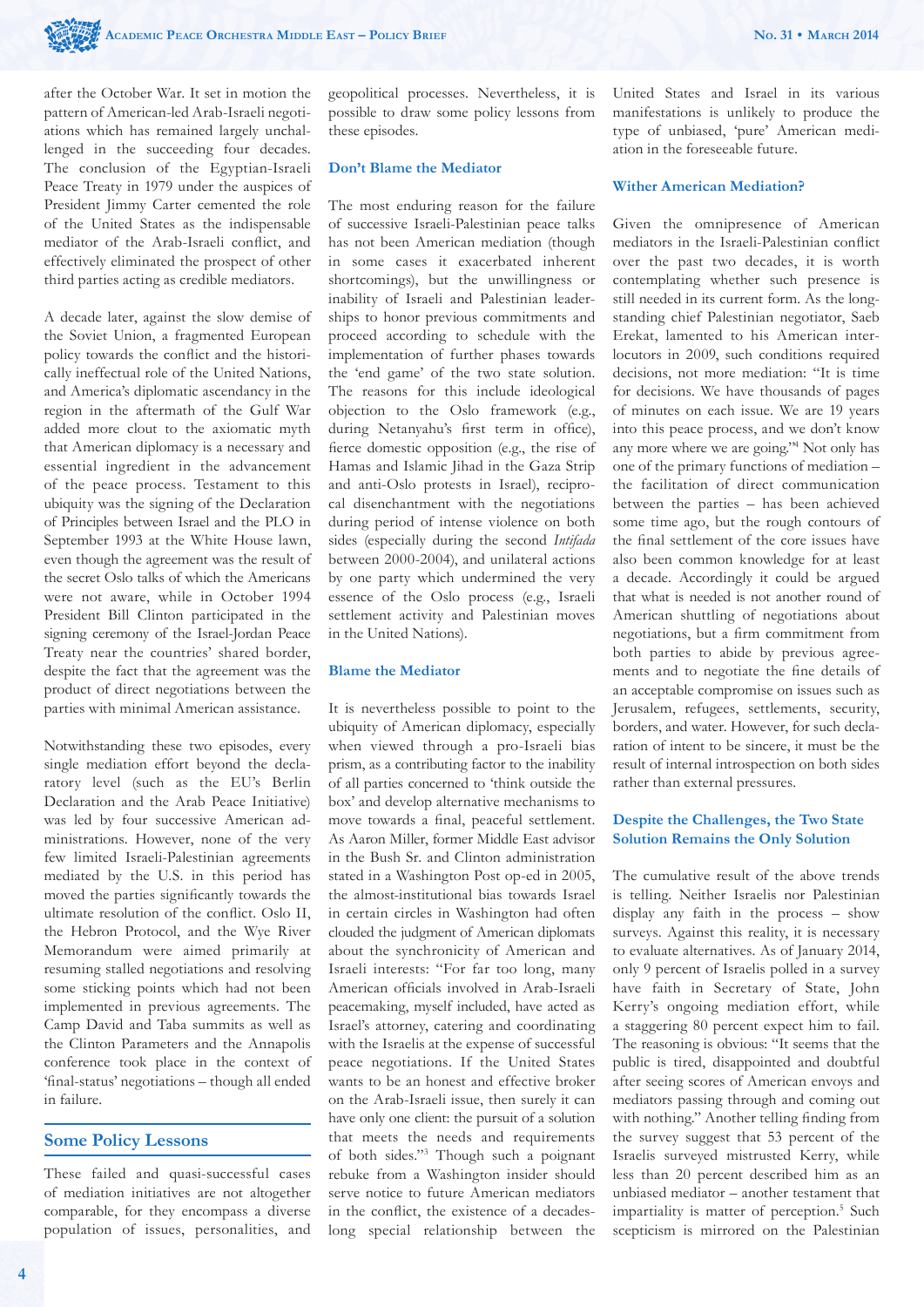after the October War. It set in motion the pattern of American-led Arab-Israeli negotiations which has remained largely unchallenged in the succeeding four decades. The conclusion of the Egyptian-Israeli Peace Treaty in 1979 under the auspices of President Jimmy Carter cemented the role of the United States as the indispensable mediator of the Arab-Israeli conflict, and effectively eliminated the prospect of other third parties acting as credible mediators.

A decade later, against the slow demise of the Soviet Union, a fragmented European policy towards the conflict and the historically ineffectual role of the United Nations, and America's diplomatic ascendancy in the region in the aftermath of the Gulf War added more clout to the axiomatic myth that American diplomacy is a necessary and essential ingredient in the advancement of the peace process. Testament to this ubiquity was the signing of the Declaration of Principles between Israel and the PLO in September 1993 at the White House lawn, even though the agreement was the result of the secret Oslo talks of which the Americans were not aware, while in October 1994 President Bill Clinton participated in the signing ceremony of the Israel-Jordan Peace Treaty near the countries' shared border, despite the fact that the agreement was the product of direct negotiations between the parties with minimal American assistance.

Notwithstanding these two episodes, every single mediation effort beyond the declaratory level (such as the EU's Berlin Declaration and the Arab Peace Initiative) was led by four successive American administrations. However, none of the very few limited Israeli-Palestinian agreements mediated by the U.S. in this period has moved the parties significantly towards the ultimate resolution of the conflict. Oslo II, the Hebron Protocol, and the Wye River Memorandum were aimed primarily at resuming stalled negotiations and resolving some sticking points which had not been implemented in previous agreements. The Camp David and Taba summits as well as the Clinton Parameters and the Annapolis conference took place in the context of 'final-status' negotiations – though all ended in failure.

## Some Policy Lessons

These failed and quasi-successful cases of mediation initiatives are not altogether comparable, for they encompass a diverse population of issues, personalities, and geopolitical processes. Nevertheless, it is possible to draw some policy lessons from these episodes.

### Don't Blame the Mediator

The most enduring reason for the failure of successive Israeli-Palestinian peace talks has not been American mediation (though in some cases it exacerbated inherent shortcomings), but the unwillingness or inability of Israeli and Palestinian leaderships to honor previous commitments and proceed according to schedule with the implementation of further phases towards the 'end game' of the two state solution. The reasons for this include ideological objection to the Oslo framework (e.g., during Netanyahu's first term in office), fierce domestic opposition (e.g., the rise of Hamas and Islamic Jihad in the Gaza Strip and anti-Oslo protests in Israel), reciprocal disenchantment with the negotiations during period of intense violence on both sides (especially during the second *Intifada* between 2000-2004), and unilateral actions by one party which undermined the very essence of the Oslo process (e.g., Israeli settlement activity and Palestinian moves in the United Nations).

### Blame the Mediator

It is nevertheless possible to point to the ubiquity of American diplomacy, especially when viewed through a pro-Israeli bias prism, as a contributing factor to the inability of all parties concerned to 'think outside the box' and develop alternative mechanisms to move towards a final, peaceful settlement. As Aaron Miller, former Middle East advisor in the Bush Sr. and Clinton administration stated in a Washington Post op-ed in 2005, the almost-institutional bias towards Israel in certain circles in Washington had often clouded the judgment of American diplomats about the synchronicity of American and Israeli interests: "For far too long, many American officials involved in Arab-Israeli peacemaking, myself included, have acted as Israel's attorney, catering and coordinating with the Israelis at the expense of successful peace negotiations. If the United States wants to be an honest and effective broker on the Arab-Israeli issue, then surely it can have only one client: the pursuit of a solution that meets the needs and requirements of both sides."[3] Though such a poignant rebuke from a Washington insider should serve notice to future American mediators in the conflict, the existence of a decades-long special relationship between the United States and Israel in its various manifestations is unlikely to produce the type of unbiased, 'pure' American mediation in the foreseeable future.

### Wither American Mediation?

Given the omnipresence of American mediators in the Israeli-Palestinian conflict over the past two decades, it is worth contemplating whether such presence is still needed in its current form. As the long-standing chief Palestinian negotiator, Saeb Erekat, lamented to his American interlocutors in 2009, such conditions required decisions, not more mediation: "It is time for decisions. We have thousands of pages of minutes on each issue. We are 19 years into this peace process, and we don't know any more where we are going."[4] Not only has one of the primary functions of mediation – the facilitation of direct communication between the parties – has been achieved some time ago, but the rough contours of the final settlement of the core issues have also been common knowledge for at least a decade. Accordingly it could be argued that what is needed is not another round of American shuttling of negotiations about negotiations, but a firm commitment from both parties to abide by previous agreements and to negotiate the fine details of an acceptable compromise on issues such as Jerusalem, refugees, settlements, security, borders, and water. However, for such declaration of intent to be sincere, it must be the result of internal introspection on both sides rather than external pressures.

### Despite the Challenges, the Two State Solution Remains the Only Solution

The cumulative result of the above trends is telling. Neither Israelis nor Palestinian display any faith in the process – show surveys. Against this reality, it is necessary to evaluate alternatives. As of January 2014, only 9 percent of Israelis polled in a survey have faith in Secretary of State, John Kerry's ongoing mediation effort, while a staggering 80 percent expect him to fail. The reasoning is obvious: "It seems that the public is tired, disappointed and doubtful after seeing scores of American envoys and mediators passing through and coming out with nothing." Another telling finding from the survey suggest that 53 percent of the Israelis surveyed mistrusted Kerry, while less than 20 percent described him as an unbiased mediator – another testament that impartiality is matter of perception.[5] Such scepticism is mirrored on the Palestinian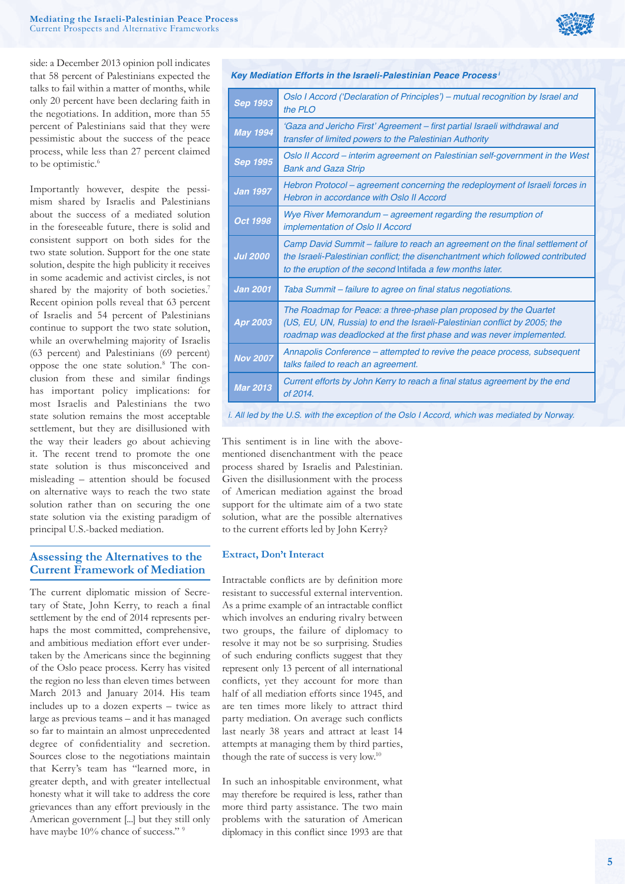side: a December 2013 opinion poll indicates that 58 percent of Palestinians expected the talks to fail within a matter of months, while only 20 percent have been declaring faith in the negotiations. In addition, more than 55 percent of Palestinians said that they were pessimistic about the success of the peace process, while less than 27 percent claimed to be optimistic.[6]

Importantly however, despite the pessimism shared by Israelis and Palestinians about the success of a mediated solution in the foreseeable future, there is solid and consistent support on both sides for the two state solution. Support for the one state solution, despite the high publicity it receives in some academic and activist circles, is not shared by the majority of both societies.[7] Recent opinion polls reveal that 63 percent of Israelis and 54 percent of Palestinians continue to support the two state solution, while an overwhelming majority of Israelis (63 percent) and Palestinians (69 percent) oppose the one state solution.[8] The conclusion from these and similar findings has important policy implications: for most Israelis and Palestinians the two state solution remains the most acceptable settlement, but they are disillusioned with the way their leaders go about achieving it. The recent trend to promote the one state solution is thus misconceived and misleading – attention should be focused on alternative ways to reach the two state solution rather than on securing the one state solution via the existing paradigm of principal U.S.-backed mediation.

*Key Mediation Efforts in the Israeli-Palestinian Peace Process*[i]

| | |
|---|---|
| **Sep 1993** | *Oslo I Accord ('Declaration of Principles') – mutual recognition by Israel and the PLO* |
| **May 1994** | *'Gaza and Jericho First' Agreement – first partial Israeli withdrawal and transfer of limited powers to the Palestinian Authority* |
| **Sep 1995** | *Oslo II Accord – interim agreement on Palestinian self-government in the West Bank and Gaza Strip* |
| **Jan 1997** | *Hebron Protocol – agreement concerning the redeployment of Israeli forces in Hebron in accordance with Oslo II Accord* |
| **Oct 1998** | *Wye River Memorandum – agreement regarding the resumption of implementation of Oslo II Accord* |
| **Jul 2000** | *Camp David Summit – failure to reach an agreement on the final settlement of the Israeli-Palestinian conflict; the disenchantment which followed contributed to the eruption of the second* Intifada *a few months later.* |
| **Jan 2001** | *Taba Summit – failure to agree on final status negotiations.* |
| **Apr 2003** | *The Roadmap for Peace: a three-phase plan proposed by the Quartet (US, EU, UN, Russia) to end the Israeli-Palestinian conflict by 2005; the roadmap was deadlocked at the first phase and was never implemented.* |
| **Nov 2007** | *Annapolis Conference – attempted to revive the peace process, subsequent talks failed to reach an agreement.* |
| **Mar 2013** | *Current efforts by John Kerry to reach a final status agreement by the end of 2014.* |

*i. All led by the U.S. with the exception of the Oslo I Accord, which was mediated by Norway.*

## Assessing the Alternatives to the Current Framework of Mediation

The current diplomatic mission of Secretary of State, John Kerry, to reach a final settlement by the end of 2014 represents perhaps the most committed, comprehensive, and ambitious mediation effort ever undertaken by the Americans since the beginning of the Oslo peace process. Kerry has visited the region no less than eleven times between March 2013 and January 2014. His team includes up to a dozen experts – twice as large as previous teams – and it has managed so far to maintain an almost unprecedented degree of confidentiality and secretion. Sources close to the negotiations maintain that Kerry's team has "learned more, in greater depth, and with greater intellectual honesty what it will take to address the core grievances than any effort previously in the American government [...] but they still only have maybe 10% chance of success."[9]

This sentiment is in line with the above-mentioned disenchantment with the peace process shared by Israelis and Palestinian. Given the disillusionment with the process of American mediation against the broad support for the ultimate aim of a two state solution, what are the possible alternatives to the current efforts led by John Kerry?

### Extract, Don't Interact

Intractable conflicts are by definition more resistant to successful external intervention. As a prime example of an intractable conflict which involves an enduring rivalry between two groups, the failure of diplomacy to resolve it may not be so surprising. Studies of such enduring conflicts suggest that they represent only 13 percent of all international conflicts, yet they account for more than half of all mediation efforts since 1945, and are ten times more likely to attract third party mediation. On average such conflicts last nearly 38 years and attract at least 14 attempts at managing them by third parties, though the rate of success is very low.[10]

In such an inhospitable environment, what may therefore be required is less, rather than more third party assistance. The two main problems with the saturation of American diplomacy in this conflict since 1993 are that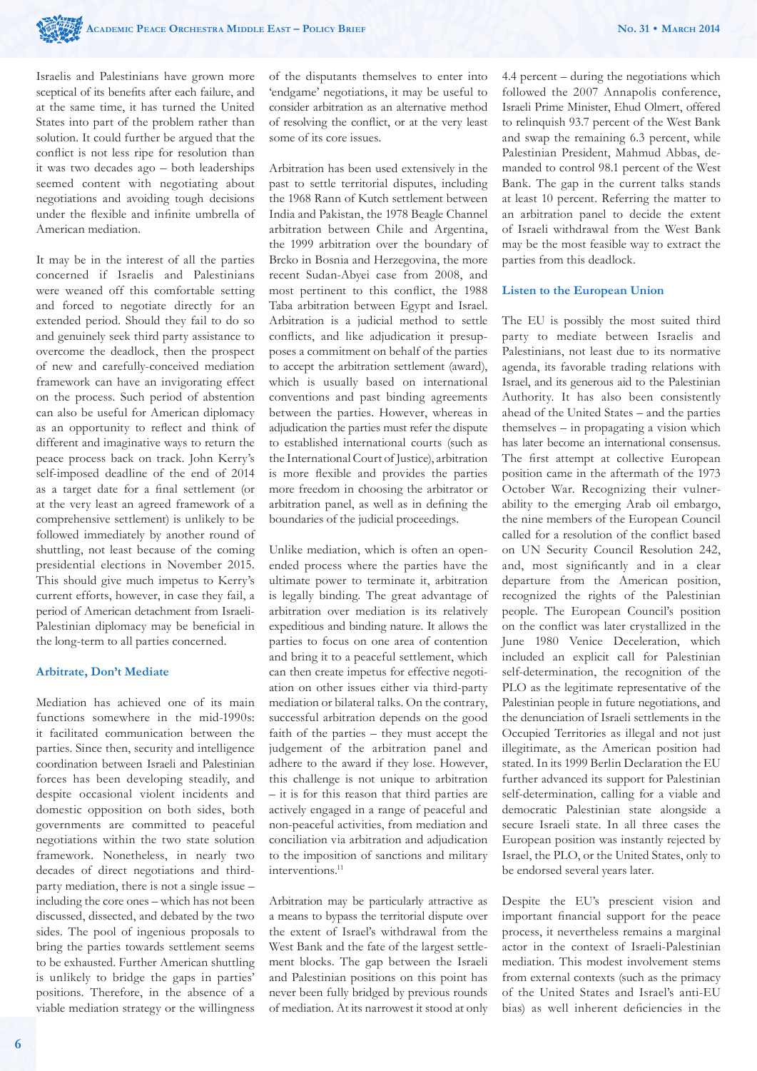Israelis and Palestinians have grown more sceptical of its benefits after each failure, and at the same time, it has turned the United States into part of the problem rather than solution. It could further be argued that the conflict is not less ripe for resolution than it was two decades ago – both leaderships seemed content with negotiating about negotiations and avoiding tough decisions under the flexible and infinite umbrella of American mediation.

It may be in the interest of all the parties concerned if Israelis and Palestinians were weaned off this comfortable setting and forced to negotiate directly for an extended period. Should they fail to do so and genuinely seek third party assistance to overcome the deadlock, then the prospect of new and carefully-conceived mediation framework can have an invigorating effect on the process. Such period of abstention can also be useful for American diplomacy as an opportunity to reflect and think of different and imaginative ways to return the peace process back on track. John Kerry's self-imposed deadline of the end of 2014 as a target date for a final settlement (or at the very least an agreed framework of a comprehensive settlement) is unlikely to be followed immediately by another round of shuttling, not least because of the coming presidential elections in November 2015. This should give much impetus to Kerry's current efforts, however, in case they fail, a period of American detachment from Israeli-Palestinian diplomacy may be beneficial in the long-term to all parties concerned.

### Arbitrate, Don't Mediate

Mediation has achieved one of its main functions somewhere in the mid-1990s: it facilitated communication between the parties. Since then, security and intelligence coordination between Israeli and Palestinian forces has been developing steadily, and despite occasional violent incidents and domestic opposition on both sides, both governments are committed to peaceful negotiations within the two state solution framework. Nonetheless, in nearly two decades of direct negotiations and third-party mediation, there is not a single issue – including the core ones – which has not been discussed, dissected, and debated by the two sides. The pool of ingenious proposals to bring the parties towards settlement seems to be exhausted. Further American shuttling is unlikely to bridge the gaps in parties' positions. Therefore, in the absence of a viable mediation strategy or the willingness of the disputants themselves to enter into 'endgame' negotiations, it may be useful to consider arbitration as an alternative method of resolving the conflict, or at the very least some of its core issues.

Arbitration has been used extensively in the past to settle territorial disputes, including the 1968 Rann of Kutch settlement between India and Pakistan, the 1978 Beagle Channel arbitration between Chile and Argentina, the 1999 arbitration over the boundary of Brcko in Bosnia and Herzegovina, the more recent Sudan-Abyei case from 2008, and most pertinent to this conflict, the 1988 Taba arbitration between Egypt and Israel. Arbitration is a judicial method to settle conflicts, and like adjudication it presupposes a commitment on behalf of the parties to accept the arbitration settlement (award), which is usually based on international conventions and past binding agreements between the parties. However, whereas in adjudication the parties must refer the dispute to established international courts (such as the International Court of Justice), arbitration is more flexible and provides the parties more freedom in choosing the arbitrator or arbitration panel, as well as in defining the boundaries of the judicial proceedings.

Unlike mediation, which is often an open-ended process where the parties have the ultimate power to terminate it, arbitration is legally binding. The great advantage of arbitration over mediation is its relatively expeditious and binding nature. It allows the parties to focus on one area of contention and bring it to a peaceful settlement, which can then create impetus for effective negotiation on other issues either via third-party mediation or bilateral talks. On the contrary, successful arbitration depends on the good faith of the parties – they must accept the judgement of the arbitration panel and adhere to the award if they lose. However, this challenge is not unique to arbitration – it is for this reason that third parties are actively engaged in a range of peaceful and non-peaceful activities, from mediation and conciliation via arbitration and adjudication to the imposition of sanctions and military interventions.[11]

Arbitration may be particularly attractive as a means to bypass the territorial dispute over the extent of Israel's withdrawal from the West Bank and the fate of the largest settlement blocks. The gap between the Israeli and Palestinian positions on this point has never been fully bridged by previous rounds of mediation. At its narrowest it stood at only 4.4 percent – during the negotiations which followed the 2007 Annapolis conference, Israeli Prime Minister, Ehud Olmert, offered to relinquish 93.7 percent of the West Bank and swap the remaining 6.3 percent, while Palestinian President, Mahmud Abbas, demanded to control 98.1 percent of the West Bank. The gap in the current talks stands at least 10 percent. Referring the matter to an arbitration panel to decide the extent of Israeli withdrawal from the West Bank may be the most feasible way to extract the parties from this deadlock.

### Listen to the European Union

The EU is possibly the most suited third party to mediate between Israelis and Palestinians, not least due to its normative agenda, its favorable trading relations with Israel, and its generous aid to the Palestinian Authority. It has also been consistently ahead of the United States – and the parties themselves – in propagating a vision which has later become an international consensus. The first attempt at collective European position came in the aftermath of the 1973 October War. Recognizing their vulnerability to the emerging Arab oil embargo, the nine members of the European Council called for a resolution of the conflict based on UN Security Council Resolution 242, and, most significantly and in a clear departure from the American position, recognized the rights of the Palestinian people. The European Council's position on the conflict was later crystallized in the June 1980 Venice Deceleration, which included an explicit call for Palestinian self-determination, the recognition of the PLO as the legitimate representative of the Palestinian people in future negotiations, and the denunciation of Israeli settlements in the Occupied Territories as illegal and not just illegitimate, as the American position had stated. In its 1999 Berlin Declaration the EU further advanced its support for Palestinian self-determination, calling for a viable and democratic Palestinian state alongside a secure Israeli state. In all three cases the European position was instantly rejected by Israel, the PLO, or the United States, only to be endorsed several years later.

Despite the EU's prescient vision and important financial support for the peace process, it nevertheless remains a marginal actor in the context of Israeli-Palestinian mediation. This modest involvement stems from external contexts (such as the primacy of the United States and Israel's anti-EU bias) as well inherent deficiencies in the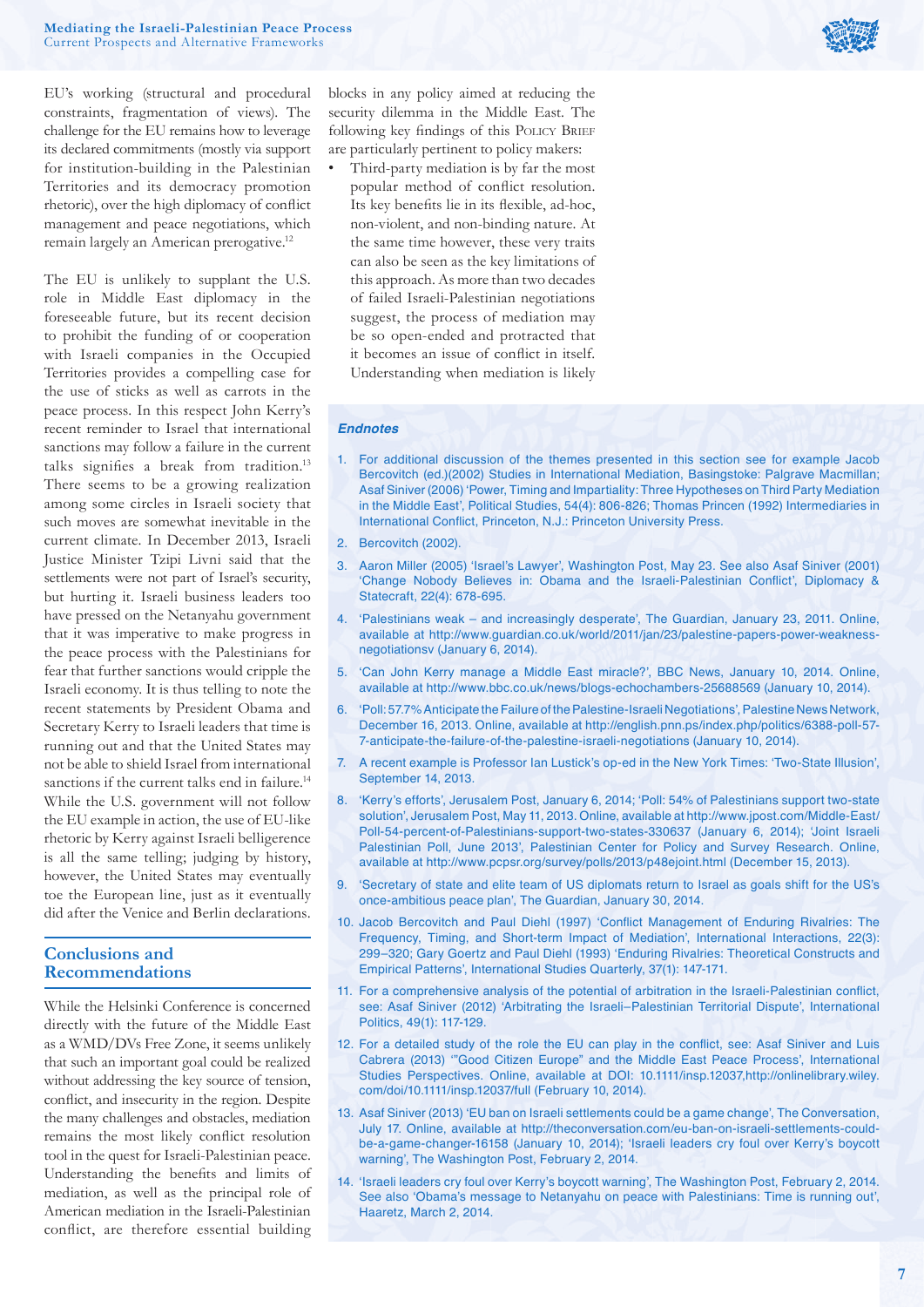EU's working (structural and procedural constraints, fragmentation of views). The challenge for the EU remains how to leverage its declared commitments (mostly via support for institution-building in the Palestinian Territories and its democracy promotion rhetoric), over the high diplomacy of conflict management and peace negotiations, which remain largely an American prerogative.[12]

The EU is unlikely to supplant the U.S. role in Middle East diplomacy in the foreseeable future, but its recent decision to prohibit the funding of or cooperation with Israeli companies in the Occupied Territories provides a compelling case for the use of sticks as well as carrots in the peace process. In this respect John Kerry's recent reminder to Israel that international sanctions may follow a failure in the current talks signifies a break from tradition.[13] There seems to be a growing realization among some circles in Israeli society that such moves are somewhat inevitable in the current climate. In December 2013, Israeli Justice Minister Tzipi Livni said that the settlements were not part of Israel's security, but hurting it. Israeli business leaders too have pressed on the Netanyahu government that it was imperative to make progress in the peace process with the Palestinians for fear that further sanctions would cripple the Israeli economy. It is thus telling to note the recent statements by President Obama and Secretary Kerry to Israeli leaders that time is running out and that the United States may not be able to shield Israel from international sanctions if the current talks end in failure.[14] While the U.S. government will not follow the EU example in action, the use of EU-like rhetoric by Kerry against Israeli belligerence is all the same telling; judging by history, however, the United States may eventually toe the European line, just as it eventually did after the Venice and Berlin declarations.

## Conclusions and Recommendations

While the Helsinki Conference is concerned directly with the future of the Middle East as a WMD/DVs Free Zone, it seems unlikely that such an important goal could be realized without addressing the key source of tension, conflict, and insecurity in the region. Despite the many challenges and obstacles, mediation remains the most likely conflict resolution tool in the quest for Israeli-Palestinian peace. Understanding the benefits and limits of mediation, as well as the principal role of American mediation in the Israeli-Palestinian conflict, are therefore essential building blocks in any policy aimed at reducing the security dilemma in the Middle East. The following key findings of this Policy Brief are particularly pertinent to policy makers:

- Third-party mediation is by far the most popular method of conflict resolution. Its key benefits lie in its flexible, ad-hoc, non-violent, and non-binding nature. At the same time however, these very traits can also be seen as the key limitations of this approach. As more than two decades of failed Israeli-Palestinian negotiations suggest, the process of mediation may be so open-ended and protracted that it becomes an issue of conflict in itself. Understanding when mediation is likely

### Endnotes

1. For additional discussion of the themes presented in this section see for example Jacob Bercovitch (ed.)(2002) Studies in International Mediation, Basingstoke: Palgrave Macmillan; Asaf Siniver (2006) 'Power, Timing and Impartiality: Three Hypotheses on Third Party Mediation in the Middle East', Political Studies, 54(4): 806-826; Thomas Princen (1992) Intermediaries in International Conflict, Princeton, N.J.: Princeton University Press.
2. Bercovitch (2002).
3. Aaron Miller (2005) 'Israel's Lawyer', Washington Post, May 23. See also Asaf Siniver (2001) 'Change Nobody Believes in: Obama and the Israeli-Palestinian Conflict', Diplomacy & Statecraft, 22(4): 678-695.
4. 'Palestinians weak – and increasingly desperate', The Guardian, January 23, 2011. Online, available at http://www.guardian.co.uk/world/2011/jan/23/palestine-papers-power-weakness-negotiationsv (January 6, 2014).
5. 'Can John Kerry manage a Middle East miracle?', BBC News, January 10, 2014. Online, available at http://www.bbc.co.uk/news/blogs-echochambers-25688569 (January 10, 2014).
6. 'Poll: 57.7% Anticipate the Failure of the Palestine-Israeli Negotiations', Palestine News Network, December 16, 2013. Online, available at http://english.pnn.ps/index.php/politics/6388-poll-57-7-anticipate-the-failure-of-the-palestine-israeli-negotiations (January 10, 2014).
7. A recent example is Professor Ian Lustick's op-ed in the New York Times: 'Two-State Illusion', September 14, 2013.
8. 'Kerry's efforts', Jerusalem Post, January 6, 2014; 'Poll: 54% of Palestinians support two-state solution', Jerusalem Post, May 11, 2013. Online, available at http://www.jpost.com/Middle-East/Poll-54-percent-of-Palestinians-support-two-states-330637 (January 6, 2014); 'Joint Israeli Palestinian Poll, June 2013', Palestinian Center for Policy and Survey Research. Online, available at http://www.pcpsr.org/survey/polls/2013/p48ejoint.html (December 15, 2013).
9. 'Secretary of state and elite team of US diplomats return to Israel as goals shift for the US's once-ambitious peace plan', The Guardian, January 30, 2014.
10. Jacob Bercovitch and Paul Diehl (1997) 'Conflict Management of Enduring Rivalries: The Frequency, Timing, and Short-term Impact of Mediation', International Interactions, 22(3): 299–320; Gary Goertz and Paul Diehl (1993) 'Enduring Rivalries: Theoretical Constructs and Empirical Patterns', International Studies Quarterly, 37(1): 147-171.
11. For a comprehensive analysis of the potential of arbitration in the Israeli-Palestinian conflict, see: Asaf Siniver (2012) 'Arbitrating the Israeli–Palestinian Territorial Dispute', International Politics, 49(1): 117-129.
12. For a detailed study of the role the EU can play in the conflict, see: Asaf Siniver and Luis Cabrera (2013) '"Good Citizen Europe" and the Middle East Peace Process', International Studies Perspectives. Online, available at DOI: 10.1111/insp.12037,http://onlinelibrary.wiley.com/doi/10.1111/insp.12037/full (February 10, 2014).
13. Asaf Siniver (2013) 'EU ban on Israeli settlements could be a game change', The Conversation, July 17. Online, available at http://theconversation.com/eu-ban-on-israeli-settlements-could-be-a-game-changer-16158 (January 10, 2014); 'Israeli leaders cry foul over Kerry's boycott warning', The Washington Post, February 2, 2014.
14. 'Israeli leaders cry foul over Kerry's boycott warning', The Washington Post, February 2, 2014. See also 'Obama's message to Netanyahu on peace with Palestinians: Time is running out', Haaretz, March 2, 2014.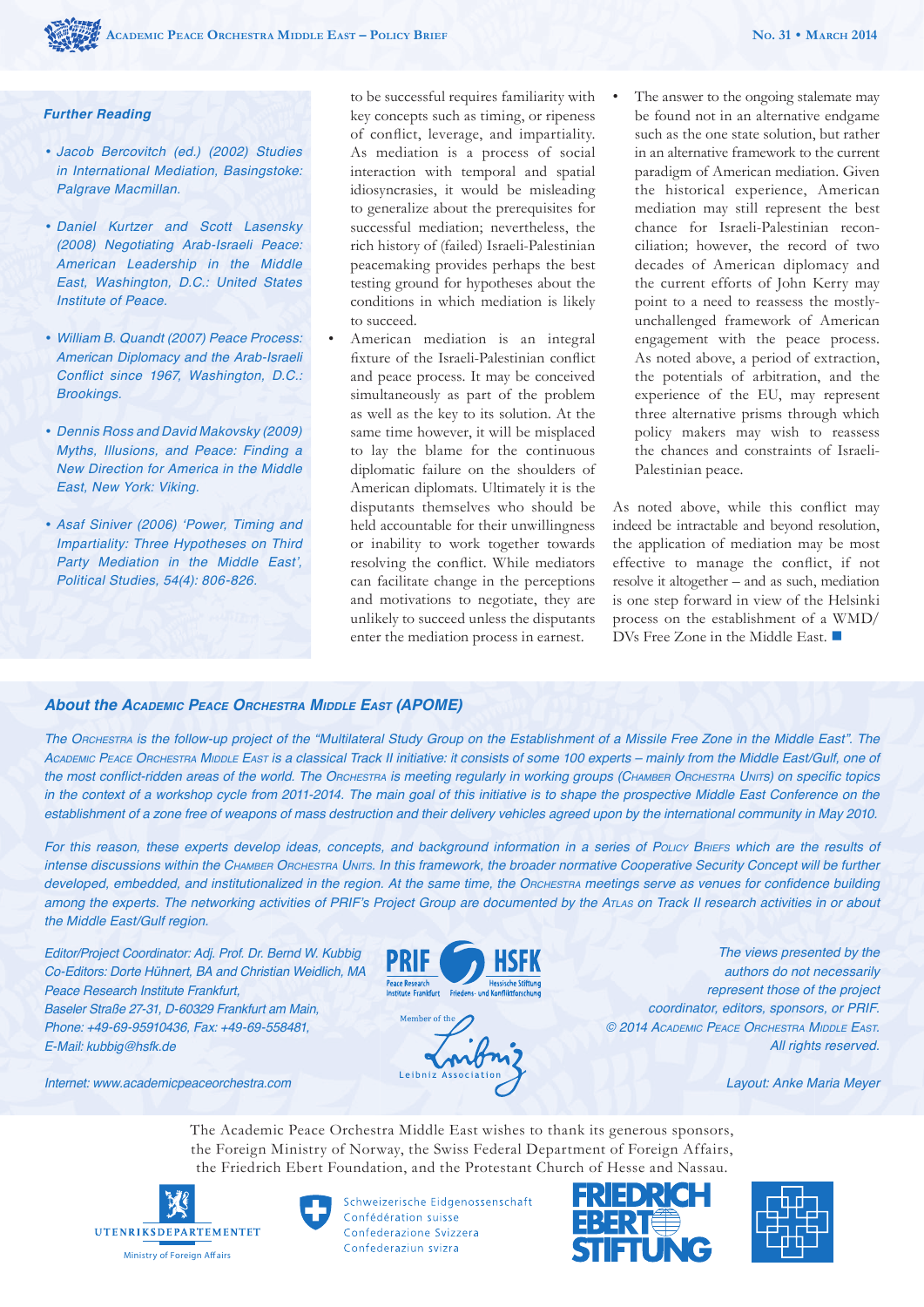### *Further Reading*

- *Jacob Bercovitch (ed.) (2002) Studies in International Mediation, Basingstoke: Palgrave Macmillan.*
- *Daniel Kurtzer and Scott Lasensky (2008) Negotiating Arab-Israeli Peace: American Leadership in the Middle East, Washington, D.C.: United States Institute of Peace.*
- *William B. Quandt (2007) Peace Process: American Diplomacy and the Arab-Israeli Conflict since 1967, Washington, D.C.: Brookings.*
- *Dennis Ross and David Makovsky (2009) Myths, Illusions, and Peace: Finding a New Direction for America in the Middle East, New York: Viking.*
- *Asaf Siniver (2006) 'Power, Timing and Impartiality: Three Hypotheses on Third Party Mediation in the Middle East', Political Studies, 54(4): 806-826.*

to be successful requires familiarity with key concepts such as timing, or ripeness of conflict, leverage, and impartiality. As mediation is a process of social interaction with temporal and spatial idiosyncrasies, it would be misleading to generalize about the prerequisites for successful mediation; nevertheless, the rich history of (failed) Israeli-Palestinian peacemaking provides perhaps the best testing ground for hypotheses about the conditions in which mediation is likely to succeed.

- American mediation is an integral fixture of the Israeli-Palestinian conflict and peace process. It may be conceived simultaneously as part of the problem as well as the key to its solution. At the same time however, it will be misplaced to lay the blame for the continuous diplomatic failure on the shoulders of American diplomats. Ultimately it is the disputants themselves who should be held accountable for their unwillingness or inability to work together towards resolving the conflict. While mediators can facilitate change in the perceptions and motivations to negotiate, they are unlikely to succeed unless the disputants enter the mediation process in earnest.
- The answer to the ongoing stalemate may be found not in an alternative endgame such as the one state solution, but rather in an alternative framework to the current paradigm of American mediation. Given the historical experience, American mediation may still represent the best chance for Israeli-Palestinian reconciliation; however, the record of two decades of American diplomacy and the current efforts of John Kerry may point to a need to reassess the mostly-unchallenged framework of American engagement with the peace process. As noted above, a period of extraction, the potentials of arbitration, and the experience of the EU, may represent three alternative prisms through which policy makers may wish to reassess the chances and constraints of Israeli-Palestinian peace.

As noted above, while this conflict may indeed be intractable and beyond resolution, the application of mediation may be most effective to manage the conflict, if not resolve it altogether – and as such, mediation is one step forward in view of the Helsinki process on the establishment of a WMD/DVs Free Zone in the Middle East. ■

## *About the Academic Peace Orchestra Middle East (APOME)*

*The Orchestra is the follow-up project of the "Multilateral Study Group on the Establishment of a Missile Free Zone in the Middle East". The Academic Peace Orchestra Middle East is a classical Track II initiative: it consists of some 100 experts – mainly from the Middle East/Gulf, one of the most conflict-ridden areas of the world. The Orchestra is meeting regularly in working groups (Chamber Orchestra Units) on specific topics in the context of a workshop cycle from 2011-2014. The main goal of this initiative is to shape the prospective Middle East Conference on the establishment of a zone free of weapons of mass destruction and their delivery vehicles agreed upon by the international community in May 2010.*

*For this reason, these experts develop ideas, concepts, and background information in a series of Policy Briefs which are the results of intense discussions within the Chamber Orchestra Units. In this framework, the broader normative Cooperative Security Concept will be further developed, embedded, and institutionalized in the region. At the same time, the Orchestra meetings serve as venues for confidence building among the experts. The networking activities of PRIF's Project Group are documented by the Atlas on Track II research activities in or about the Middle East/Gulf region.*

*Editor/Project Coordinator: Adj. Prof. Dr. Bernd W. Kubbig*
*Co-Editors: Dorte Hühnert, BA and Christian Weidlich, MA*
*Peace Research Institute Frankfurt,*
*Baseler Straße 27-31, D-60329 Frankfurt am Main,*
*Phone: +49-69-95910436, Fax: +49-69-558481,*
*E-Mail: kubbig@hsfk.de*

*Internet: www.academicpeaceorchestra.com*

PRIF Peace Research Institute Frankfurt — HSFK Hessische Stiftung Friedens- und Konfliktforschung

Member of the Leibniz Association

*The views presented by the authors do not necessarily represent those of the project coordinator, editors, sponsors, or PRIF.*
*© 2014 Academic Peace Orchestra Middle East.*
*All rights reserved.*

*Layout: Anke Maria Meyer*

The Academic Peace Orchestra Middle East wishes to thank its generous sponsors, the Foreign Ministry of Norway, the Swiss Federal Department of Foreign Affairs, the Friedrich Ebert Foundation, and the Protestant Church of Hesse and Nassau.

UTENRIKSDEPARTEMENTET
Ministry of Foreign Affairs

Schweizerische Eidgenossenschaft
Confédération suisse
Confederazione Svizzera
Confederaziun svizra

FRIEDRICH EBERT STIFTUNG